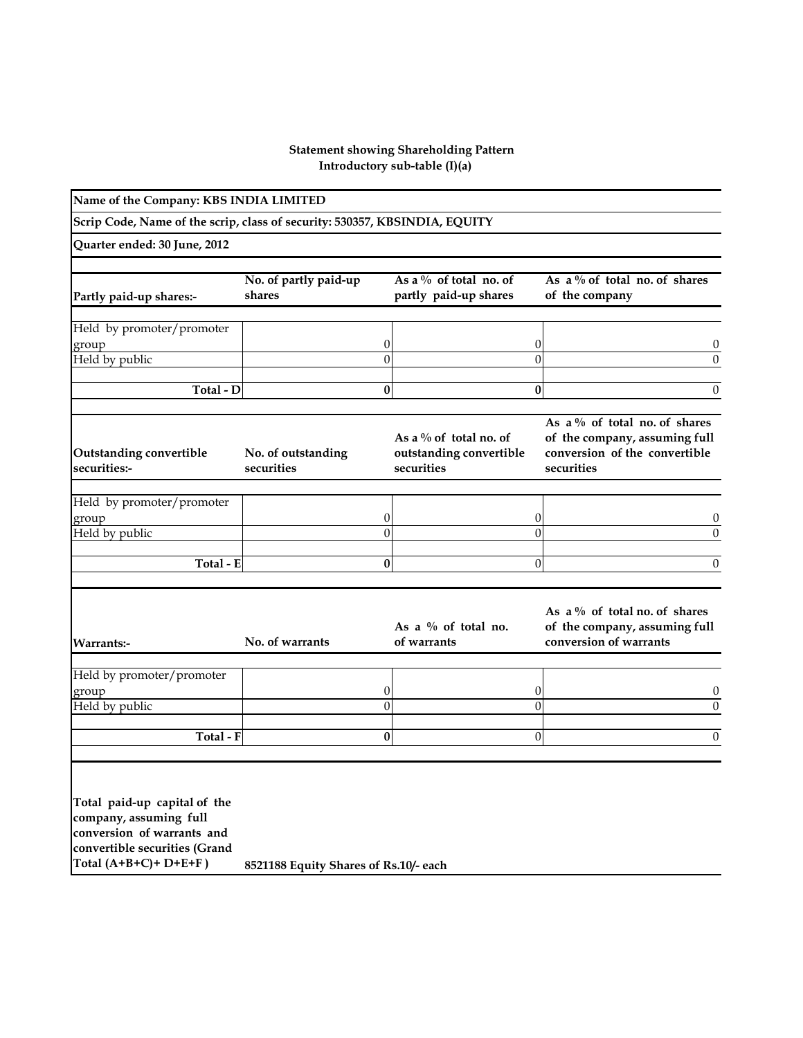**Statement showing Shareholding Pattern**
**Introductory sub-table (I)(a)**

**Name of the Company: KBS INDIA LIMITED**

**Scrip Code, Name of the scrip, class of security: 530357, KBSINDIA, EQUITY**

**Quarter ended: 30 June, 2012**

| **Partly paid-up shares:-** | **No. of partly paid-up shares** | **As a % of total no. of partly paid-up shares** | **As a % of total no. of shares of the company** |
|---|---|---|---|
| Held by promoter/promoter group | 0 | 0 | 0 |
| Held by public | 0 | 0 | 0 |
| **Total - D** | **0** | **0** | 0 |

| **Outstanding convertible securities:-** | **No. of outstanding securities** | **As a % of total no. of outstanding convertible securities** | **As a % of total no. of shares of the company, assuming full conversion of the convertible securities** |
|---|---|---|---|
| Held by promoter/promoter group | 0 | 0 | 0 |
| Held by public | 0 | 0 | 0 |
| **Total - E** | **0** | 0 | 0 |

| **Warrants:-** | **No. of warrants** | **As a % of total no. of warrants** | **As a % of total no. of shares of the company, assuming full conversion of warrants** |
|---|---|---|---|
| Held by promoter/promoter group | 0 | 0 | 0 |
| Held by public | 0 | 0 | 0 |
| **Total - F** | **0** | 0 | 0 |

| **Total paid-up capital of the company, assuming full conversion of warrants and convertible securities (Grand Total (A+B+C)+ D+E+F )** | **8521188 Equity Shares of Rs.10/- each** |
|---|---|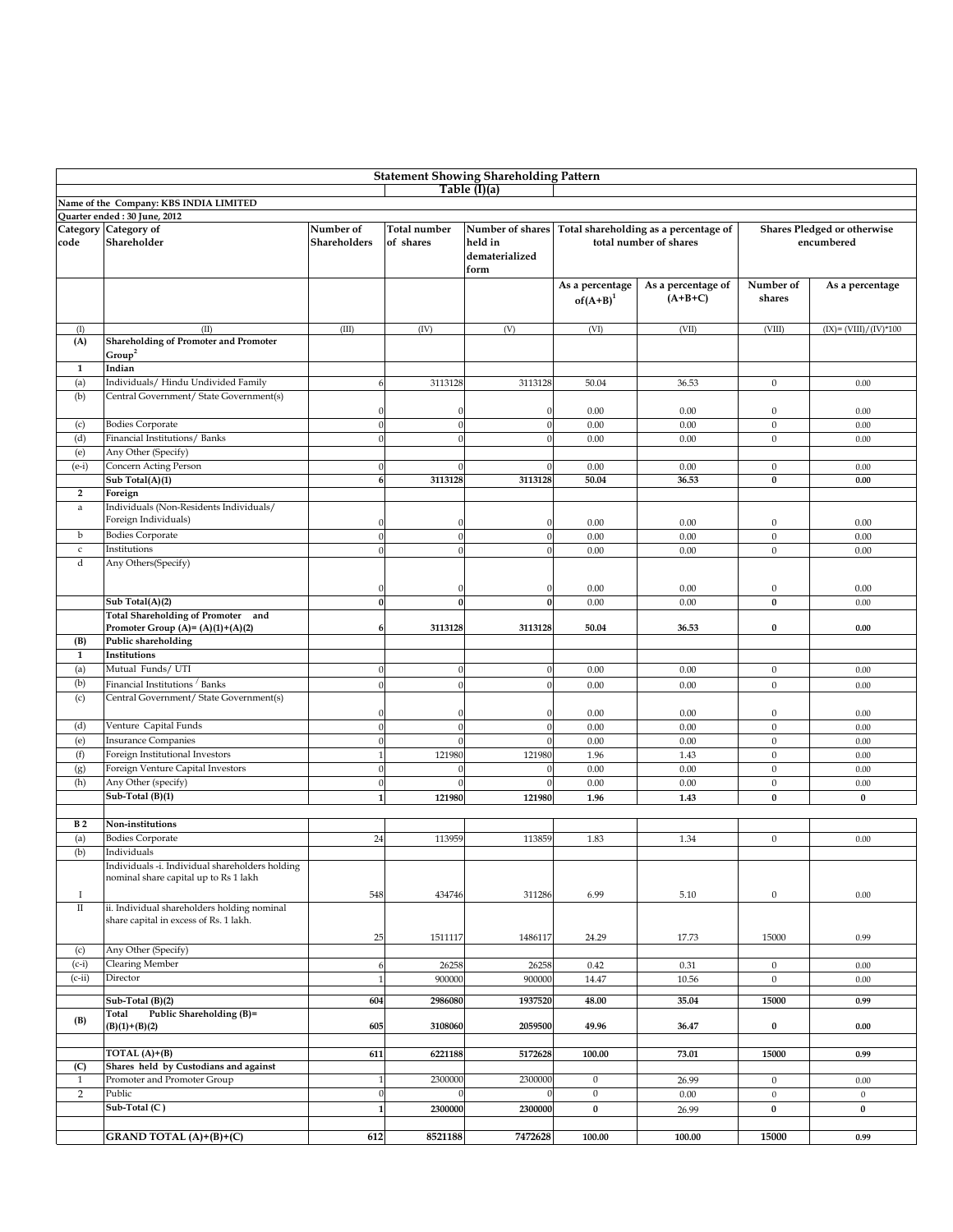## Statement Showing Shareholding Pattern

### Table (I)(a)

**Name of the Company: KBS INDIA LIMITED**

**Quarter ended : 30 June, 2012**

| Category code | Category of Shareholder | Number of Shareholders | Total number of shares | Number of shares held in dematerialized form | Total shareholding as a percentage of total number of shares | | Shares Pledged or otherwise encumbered | |
|---|---|---|---|---|---|---|---|---|
| | | | | | As a percentage of(A+B)[1] | As a percentage of (A+B+C) | Number of shares | As a percentage |
| (I) | (II) | (III) | (IV) | (V) | (VI) | (VII) | (VIII) | (IX)= (VIII)/(IV)*100 |
| **(A)** | **Shareholding of Promoter and Promoter Group[2]** | | | | | | | |
| **1** | **Indian** | | | | | | | |
| (a) | Individuals/ Hindu Undivided Family | 6 | 3113128 | 3113128 | 50.04 | 36.53 | 0 | 0.00 |
| (b) | Central Government/ State Government(s) | 0 | 0 | 0 | 0.00 | 0.00 | 0 | 0.00 |
| (c) | Bodies Corporate | 0 | 0 | 0 | 0.00 | 0.00 | 0 | 0.00 |
| (d) | Financial Institutions/ Banks | 0 | 0 | 0 | 0.00 | 0.00 | 0 | 0.00 |
| (e) | Any Other (Specify) | | | | | | | |
| (e-i) | Concern Acting Person | 0 | 0 | 0 | 0.00 | 0.00 | 0 | 0.00 |
| | **Sub Total(A)(1)** | **6** | **3113128** | **3113128** | **50.04** | **36.53** | **0** | **0.00** |
| **2** | **Foreign** | | | | | | | |
| a | Individuals (Non-Residents Individuals/ Foreign Individuals) | 0 | 0 | 0 | 0.00 | 0.00 | 0 | 0.00 |
| b | Bodies Corporate | 0 | 0 | 0 | 0.00 | 0.00 | 0 | 0.00 |
| c | Institutions | 0 | 0 | 0 | 0.00 | 0.00 | 0 | 0.00 |
| d | Any Others(Specify) | 0 | 0 | 0 | 0.00 | 0.00 | 0 | 0.00 |
| | **Sub Total(A)(2)** | **0** | **0** | **0** | 0.00 | 0.00 | **0** | 0.00 |
| | **Total Shareholding of Promoter and Promoter Group (A)= (A)(1)+(A)(2)** | **6** | **3113128** | **3113128** | **50.04** | **36.53** | **0** | **0.00** |
| **(B)** | **Public shareholding** | | | | | | | |
| **1** | **Institutions** | | | | | | | |
| (a) | Mutual Funds/ UTI | 0 | 0 | 0 | 0.00 | 0.00 | 0 | 0.00 |
| (b) | Financial Institutions / Banks | 0 | 0 | 0 | 0.00 | 0.00 | 0 | 0.00 |
| (c) | Central Government/ State Government(s) | 0 | 0 | 0 | 0.00 | 0.00 | 0 | 0.00 |
| (d) | Venture Capital Funds | 0 | 0 | 0 | 0.00 | 0.00 | 0 | 0.00 |
| (e) | Insurance Companies | 0 | 0 | 0 | 0.00 | 0.00 | 0 | 0.00 |
| (f) | Foreign Institutional Investors | 1 | 121980 | 121980 | 1.96 | 1.43 | 0 | 0.00 |
| (g) | Foreign Venture Capital Investors | 0 | 0 | 0 | 0.00 | 0.00 | 0 | 0.00 |
| (h) | Any Other (specify) | 0 | 0 | 0 | 0.00 | 0.00 | 0 | 0.00 |
| | **Sub-Total (B)(1)** | **1** | **121980** | **121980** | **1.96** | **1.43** | **0** | **0** |
| **B 2** | **Non-institutions** | | | | | | | |
| (a) | Bodies Corporate | 24 | 113959 | 113859 | 1.83 | 1.34 | 0 | 0.00 |
| (b) | Individuals | | | | | | | |
| I | Individuals -i. Individual shareholders holding nominal share capital up to Rs 1 lakh | 548 | 434746 | 311286 | 6.99 | 5.10 | 0 | 0.00 |
| II | ii. Individual shareholders holding nominal share capital in excess of Rs. 1 lakh. | 25 | 1511117 | 1486117 | 24.29 | 17.73 | 15000 | 0.99 |
| (c) | Any Other (Specify) | | | | | | | |
| (c-i) | Clearing Member | 6 | 26258 | 26258 | 0.42 | 0.31 | 0 | 0.00 |
| (c-ii) | Director | 1 | 900000 | 900000 | 14.47 | 10.56 | 0 | 0.00 |
| | **Sub-Total (B)(2)** | **604** | **2986080** | **1937520** | **48.00** | **35.04** | **15000** | **0.99** |
| **(B)** | **Total Public Shareholding (B)= (B)(1)+(B)(2)** | **605** | **3108060** | **2059500** | **49.96** | **36.47** | **0** | **0.00** |
| | **TOTAL (A)+(B)** | **611** | **6221188** | **5172628** | **100.00** | **73.01** | **15000** | **0.99** |
| **(C)** | **Shares held by Custodians and against** | | | | | | | |
| 1 | Promoter and Promoter Group | 1 | 2300000 | 2300000 | 0 | 26.99 | 0 | 0.00 |
| 2 | Public | 0 | 0 | 0 | 0 | 0.00 | 0 | 0 |
| | **Sub-Total (C )** | **1** | **2300000** | **2300000** | **0** | 26.99 | **0** | **0** |
| | **GRAND TOTAL (A)+(B)+(C)** | **612** | **8521188** | **7472628** | **100.00** | **100.00** | **15000** | **0.99** |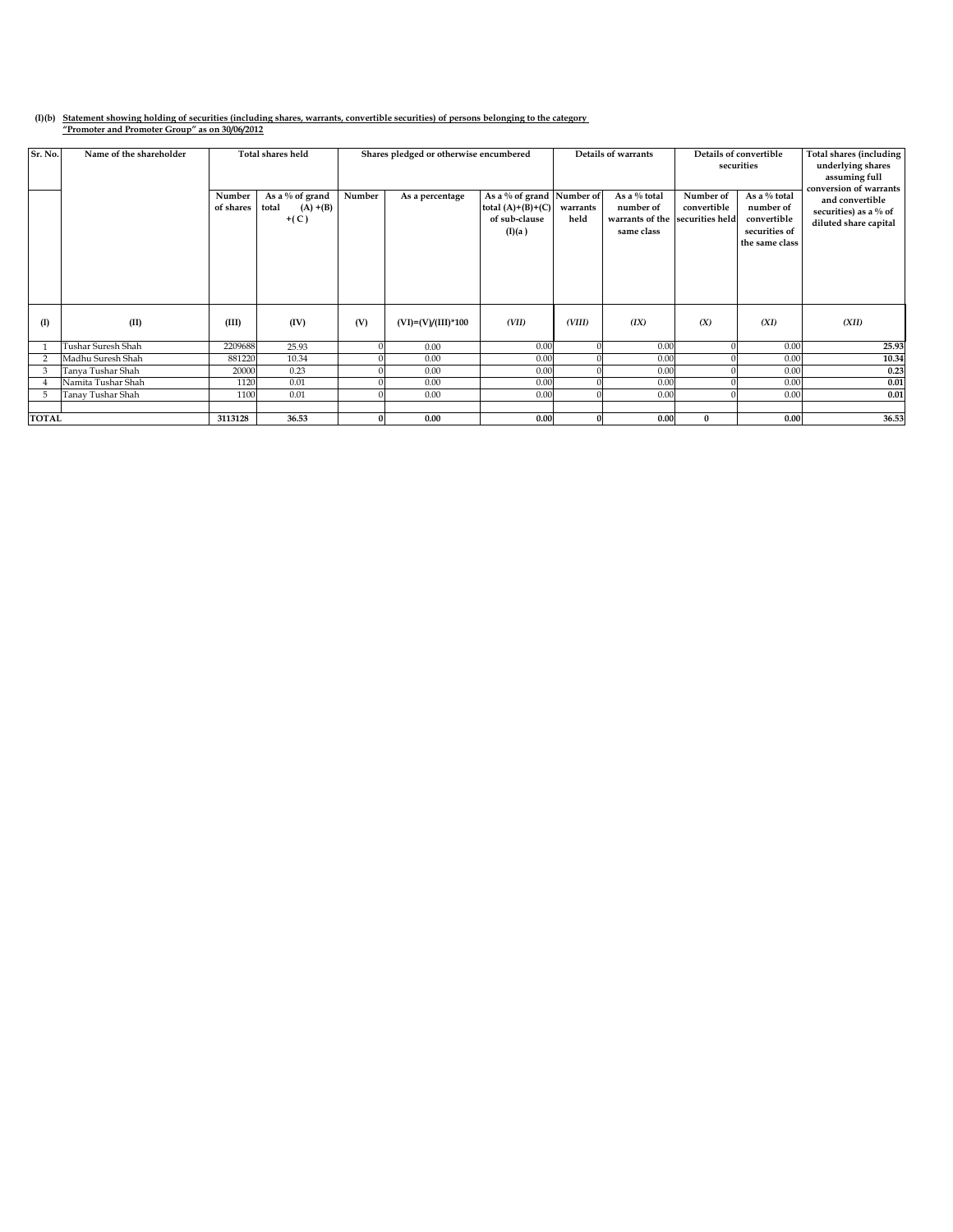**(I)(b) Statement showing holding of securities (including shares, warrants, convertible securities) of persons belonging to the category "Promoter and Promoter Group" as on 30/06/2012**

| Sr. No. | Name of the shareholder | Total shares held | | Shares pledged or otherwise encumbered | | | Details of warrants | | Details of convertible securities | | Total shares (including underlying shares assuming full conversion of warrants and convertible securities) as a % of diluted share capital |
|---|---|---|---|---|---|---|---|---|---|---|---|
| | | Number of shares | As a % of grand total (A) +(B) +( C ) | Number | As a percentage | As a % of grand total (A)+(B)+(C) of sub-clause (I)(a ) | Number of warrants held | As a % total number of warrants of the same class | Number of convertible securities held | As a % total number of convertible securities of the same class | |
| (I) | (II) | (III) | (IV) | (V) | (VI)=(V)/(III)*100 | (VII) | (VIII) | (IX) | (X) | (XI) | (XII) |
| 1 | Tushar Suresh Shah | 2209688 | 25.93 | 0 | 0.00 | 0.00 | 0 | 0.00 | 0 | 0.00 | **25.93** |
| 2 | Madhu Suresh Shah | 881220 | 10.34 | 0 | 0.00 | 0.00 | 0 | 0.00 | 0 | 0.00 | **10.34** |
| 3 | Tanya Tushar Shah | 20000 | 0.23 | 0 | 0.00 | 0.00 | 0 | 0.00 | 0 | 0.00 | **0.23** |
| 4 | Namita Tushar Shah | 1120 | 0.01 | 0 | 0.00 | 0.00 | 0 | 0.00 | 0 | 0.00 | **0.01** |
| 5 | Tanay Tushar Shah | 1100 | 0.01 | 0 | 0.00 | 0.00 | 0 | 0.00 | 0 | 0.00 | **0.01** |
| | | | | | | | | | | | |
| **TOTAL** | | **3113128** | **36.53** | **0** | **0.00** | **0.00** | **0** | **0.00** | **0** | **0.00** | **36.53** |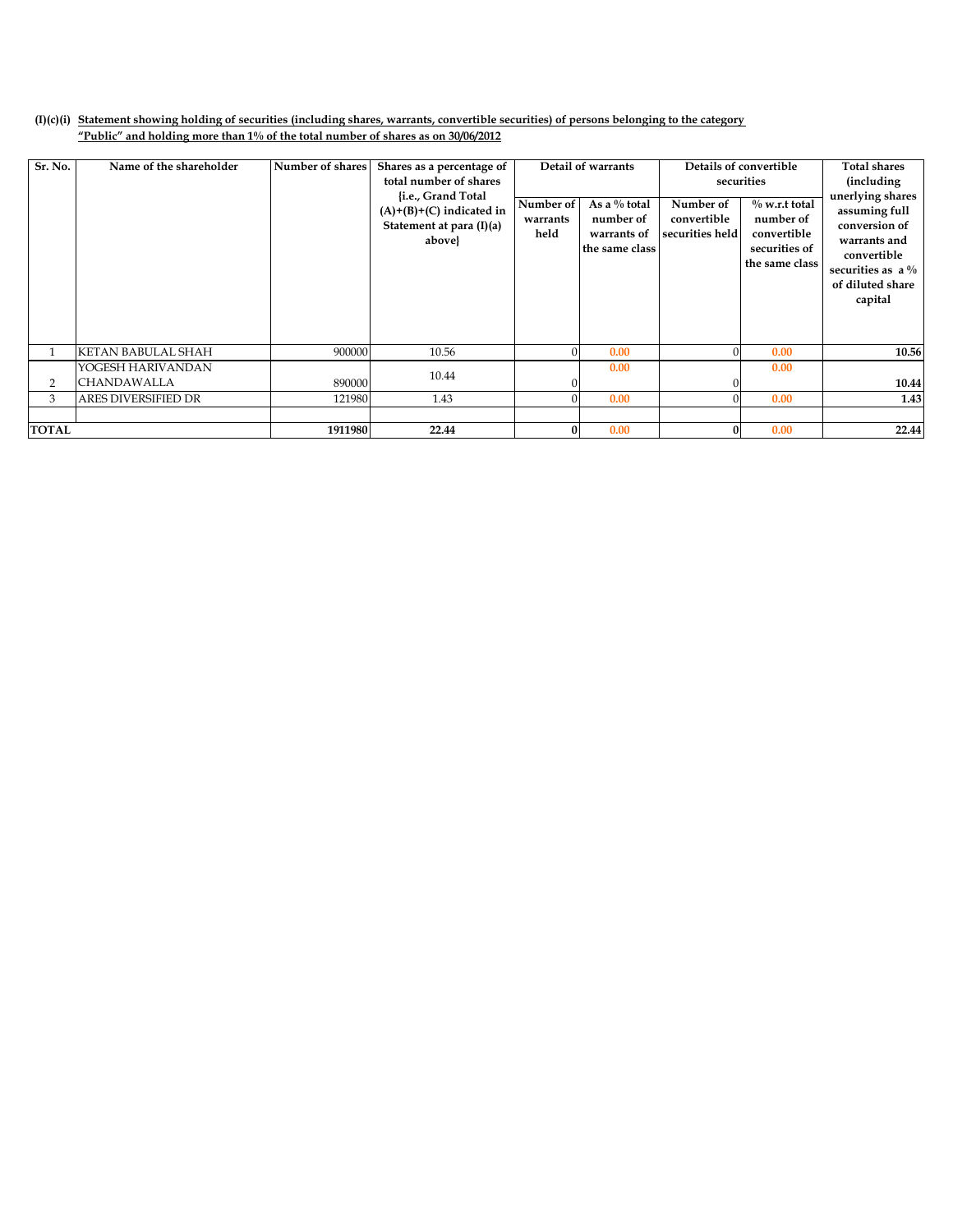**(I)(c)(i) Statement showing holding of securities (including shares, warrants, convertible securities) of persons belonging to the category "Public" and holding more than 1% of the total number of shares as on 30/06/2012**

| Sr. No. | Name of the shareholder | Number of shares | Shares as a percentage of total number of shares {i.e., Grand Total (A)+(B)+(C) indicated in Statement at para (I)(a) above} | Detail of warrants | | Details of convertible securities | | Total shares (including unerlying shares assuming full conversion of warrants and convertible securities as a % of diluted share capital |
|---|---|---|---|---|---|---|---|---|
| | | | | Number of warrants held | As a % total number of warrants of the same class | Number of convertible securities held | % w.r.t total number of convertible securities of the same class | |
| 1 | KETAN BABULAL SHAH | 900000 | 10.56 | 0 | 0.00 | 0 | 0.00 | 10.56 |
| 2 | YOGESH HARIVANDAN CHANDAWALLA | 890000 | 10.44 | 0 | 0.00 | 0 | 0.00 | 10.44 |
| 3 | ARES DIVERSIFIED DR | 121980 | 1.43 | 0 | 0.00 | 0 | 0.00 | 1.43 |
| | | | | | | | | |
| **TOTAL** | | **1911980** | **22.44** | **0** | 0.00 | **0** | 0.00 | **22.44** |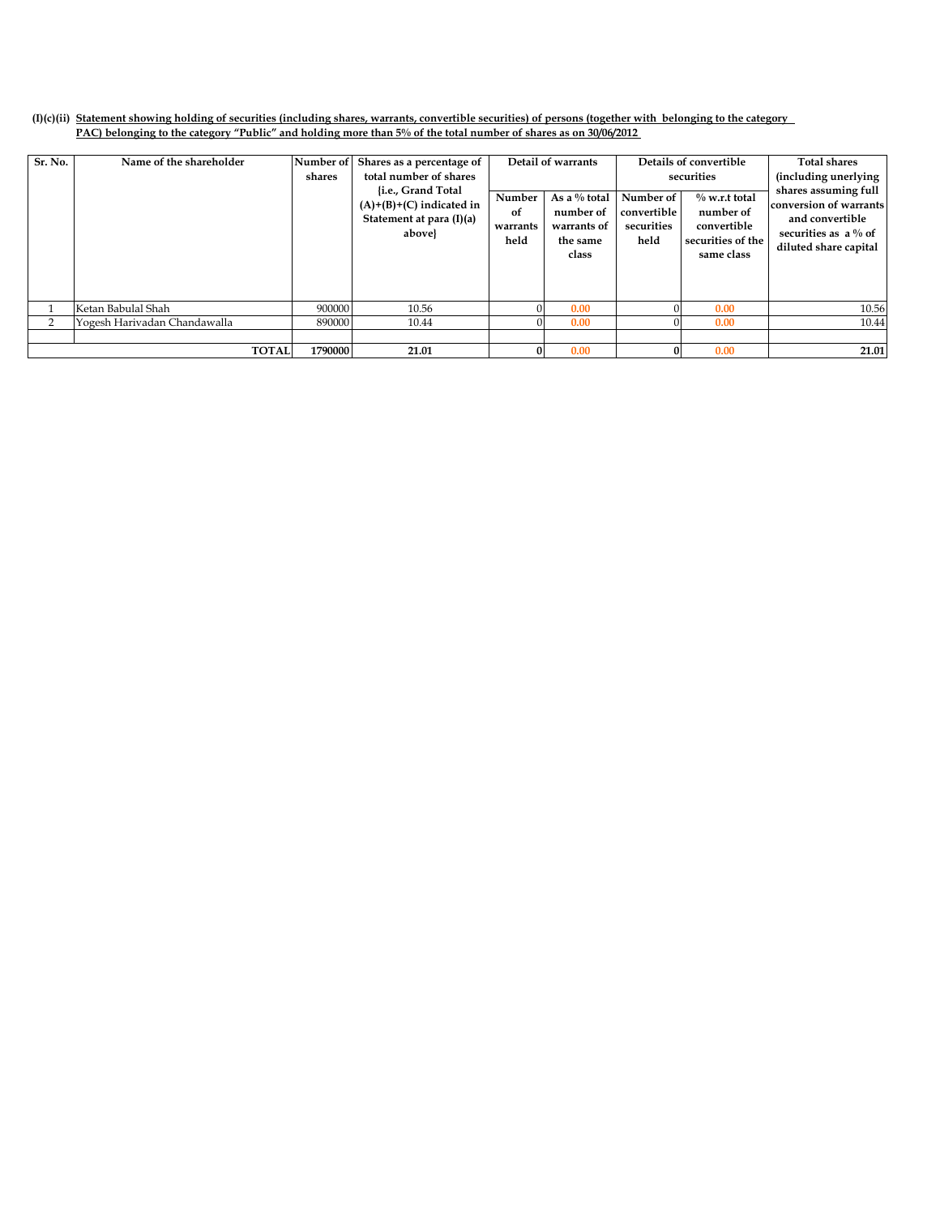**(I)(c)(ii) Statement showing holding of securities (including shares, warrants, convertible securities) of persons (together with belonging to the category PAC) belonging to the category "Public" and holding more than 5% of the total number of shares as on 30/06/2012**

| Sr. No. | Name of the shareholder | Number of shares | Shares as a percentage of total number of shares {i.e., Grand Total (A)+(B)+(C) indicated in Statement at para (I)(a) above} | Detail of warrants | | Details of convertible securities | | Total shares (including unerlying shares assuming full conversion of warrants and convertible securities as a % of diluted share capital |
|---|---|---|---|---|---|---|---|---|
| | | | | Number of warrants held | As a % total number of warrants of the same class | Number of convertible securities held | % w.r.t total number of convertible securities of the same class | |
| 1 | Ketan Babulal Shah | 900000 | 10.56 | 0 | 0.00 | 0 | 0.00 | 10.56 |
| 2 | Yogesh Harivadan Chandawalla | 890000 | 10.44 | 0 | 0.00 | 0 | 0.00 | 10.44 |
| | | | | | | | | |
| | **TOTAL** | **1790000** | **21.01** | **0** | **0.00** | **0** | **0.00** | **21.01** |